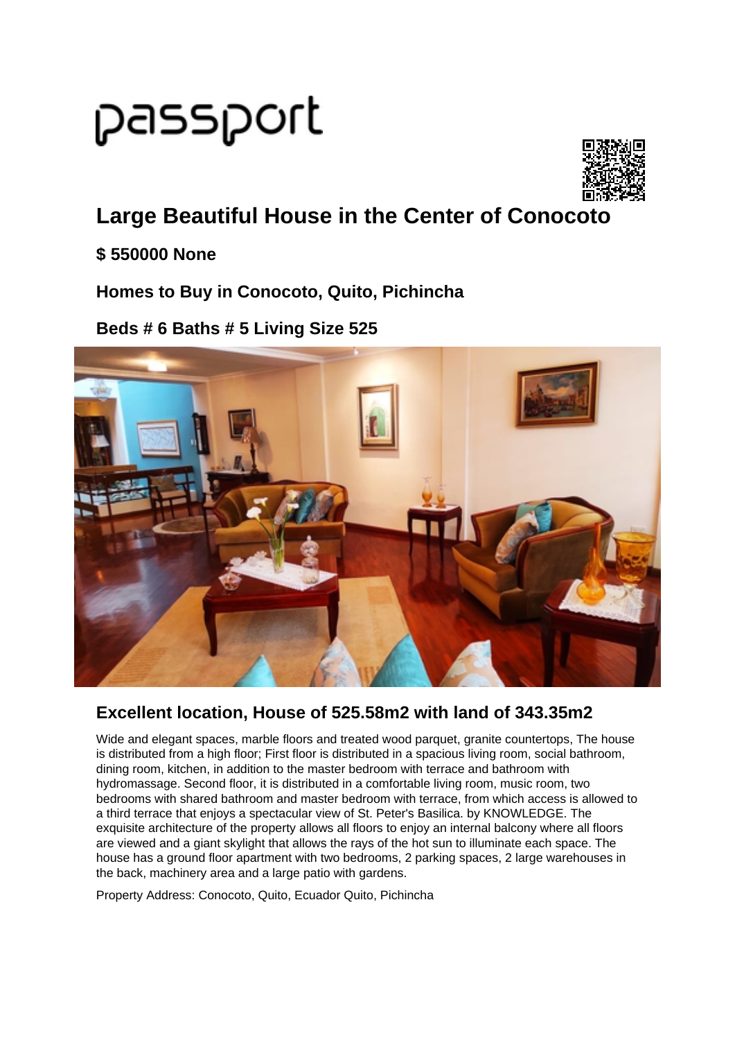passport

# Large Beautiful House in the Center of Conocoto

### $ 550000 None

### Homes to Buy in Conocoto, Quito, Pichincha

### Beds # 6 Baths # 5 Living Size 525

## Excellent location, House of 525.58m2 with land of 343.35m2

Wide and elegant spaces, marble floors and treated wood parquet, granite countertops, The house is distributed from a high floor; First floor is distributed in a spacious living room, social bathroom, dining room, kitchen, in addition to the master bedroom with terrace and bathroom with hydromassage. Second floor, it is distributed in a comfortable living room, music room, two bedrooms with shared bathroom and master bedroom with terrace, from which access is allowed to a third terrace that enjoys a spectacular view of St. Peter's Basilica. by KNOWLEDGE. The exquisite architecture of the property allows all floors to enjoy an internal balcony where all floors are viewed and a giant skylight that allows the rays of the hot sun to illuminate each space. The house has a ground floor apartment with two bedrooms, 2 parking spaces, 2 large warehouses in the back, machinery area and a large patio with gardens.

Property Address: Conocoto, Quito, Ecuador Quito, Pichincha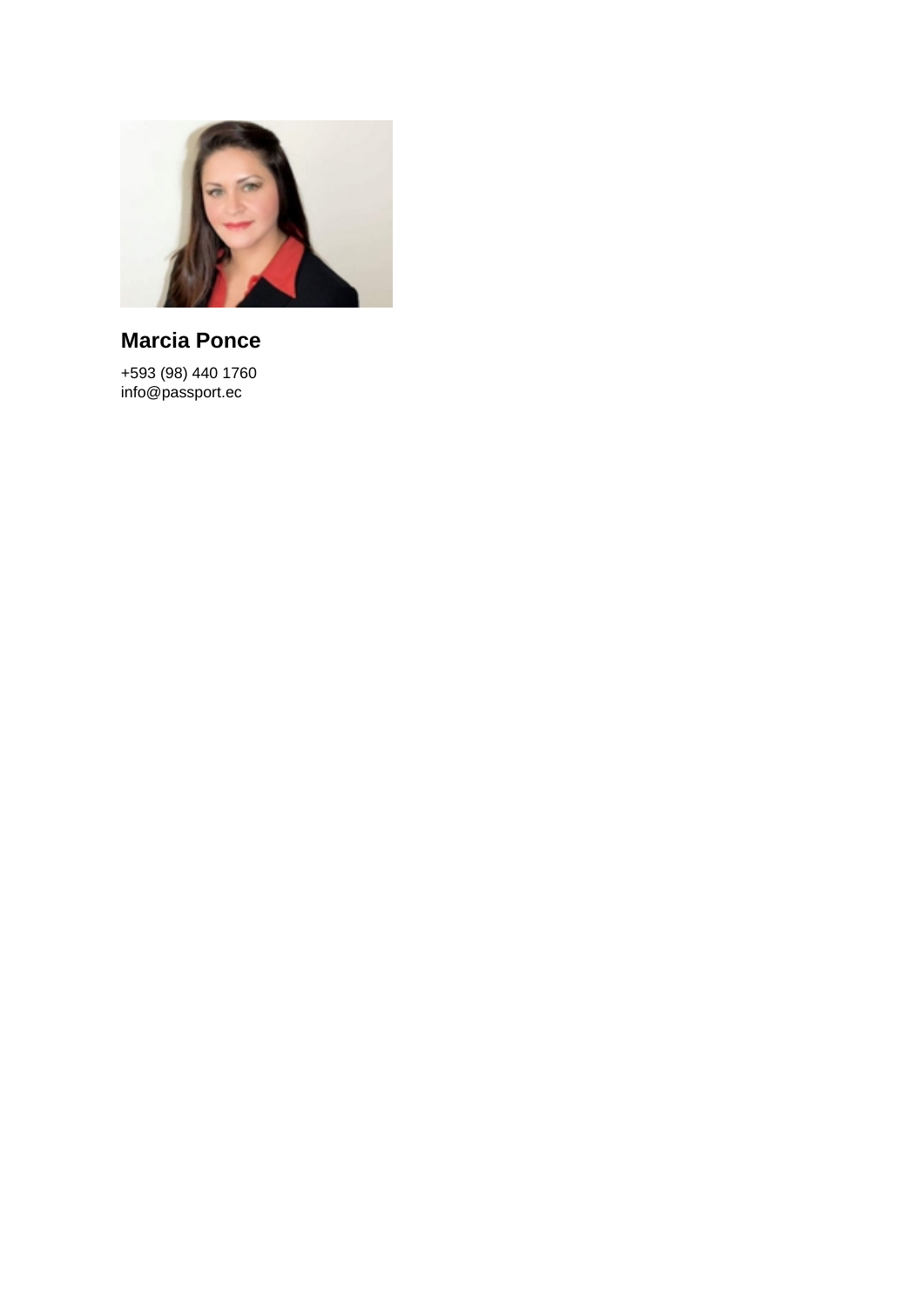**Marcia Ponce**

+593 (98) 440 1760
info@passport.ec